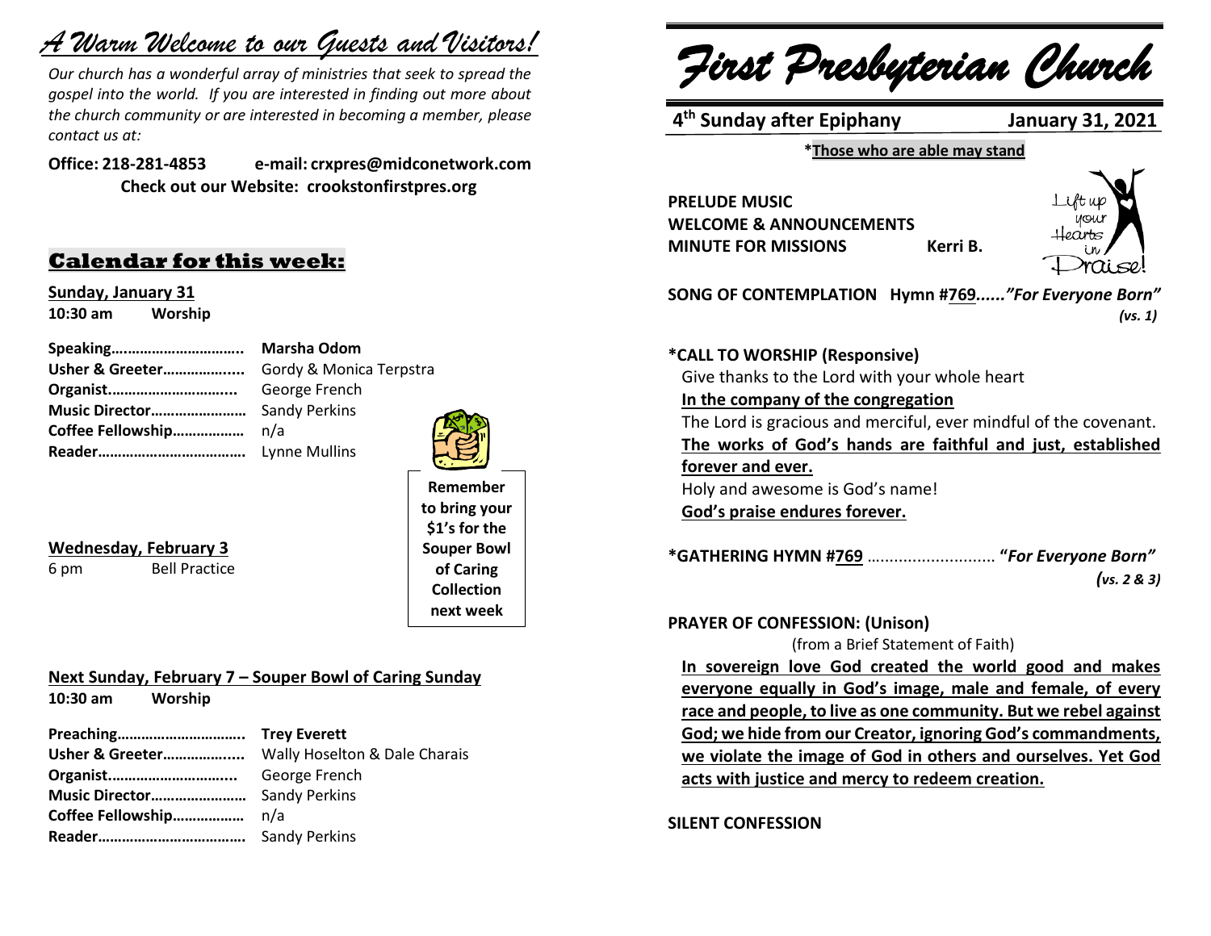# *A Warm Welcome to our Guests and Visitors!*

*Our church has a wonderful array of ministries that seek to spread the gospel into the world. If you are interested in finding out more about the church community or are interested in becoming a member, please contact us at:*

**Office: 218-281-4853 e-mail: crxpres@midconetwork.com**
**Check out our Website: crookstonfirstpres.org**

## Calendar for this week:

**Sunday, January 31**
**10:30 am Worship**

**Speaking…………………………..** **Marsha Odom**
**Usher & Greeter…………….....** Gordy & Monica Terpstra
**Organist…………………………..** George French
**Music Director……………………** Sandy Perkins
**Coffee Fellowship………………** n/a
**Reader………………………………** Lynne Mullins

**Remember to bring your $1's for the Souper Bowl of Caring Collection next week**

**Wednesday, February 3**
6 pm Bell Practice

**Next Sunday, February 7 – Souper Bowl of Caring Sunday**
**10:30 am Worship**

**Preaching…………………………..** **Trey Everett**
**Usher & Greeter…………….....** Wally Hoselton & Dale Charais
**Organist…………………………..** George French
**Music Director……………………** Sandy Perkins
**Coffee Fellowship………………** n/a
**Reader………………………………** Sandy Perkins

# *First Presbyterian Church*

**4th Sunday after Epiphany January 31, 2021**

***Those who are able may stand**

**PRELUDE MUSIC**
**WELCOME & ANNOUNCEMENTS**
**MINUTE FOR MISSIONS Kerri B.**

Lift up your Hearts in Praise!

**SONG OF CONTEMPLATION Hymn #769......*"For Everyone Born"*** ***(vs. 1)***

**\*CALL TO WORSHIP (Responsive)**

Give thanks to the Lord with your whole heart
**In the company of the congregation**
The Lord is gracious and merciful, ever mindful of the covenant.
**The works of God's hands are faithful and just, established forever and ever.**
Holy and awesome is God's name!
**God's praise endures forever.**

**\*GATHERING HYMN #769** ………………………. **"*For Everyone Born"*** ***(vs. 2 & 3)***

**PRAYER OF CONFESSION: (Unison)**
(from a Brief Statement of Faith)

**In sovereign love God created the world good and makes everyone equally in God's image, male and female, of every race and people, to live as one community. But we rebel against God; we hide from our Creator, ignoring God's commandments, we violate the image of God in others and ourselves. Yet God acts with justice and mercy to redeem creation.**

**SILENT CONFESSION**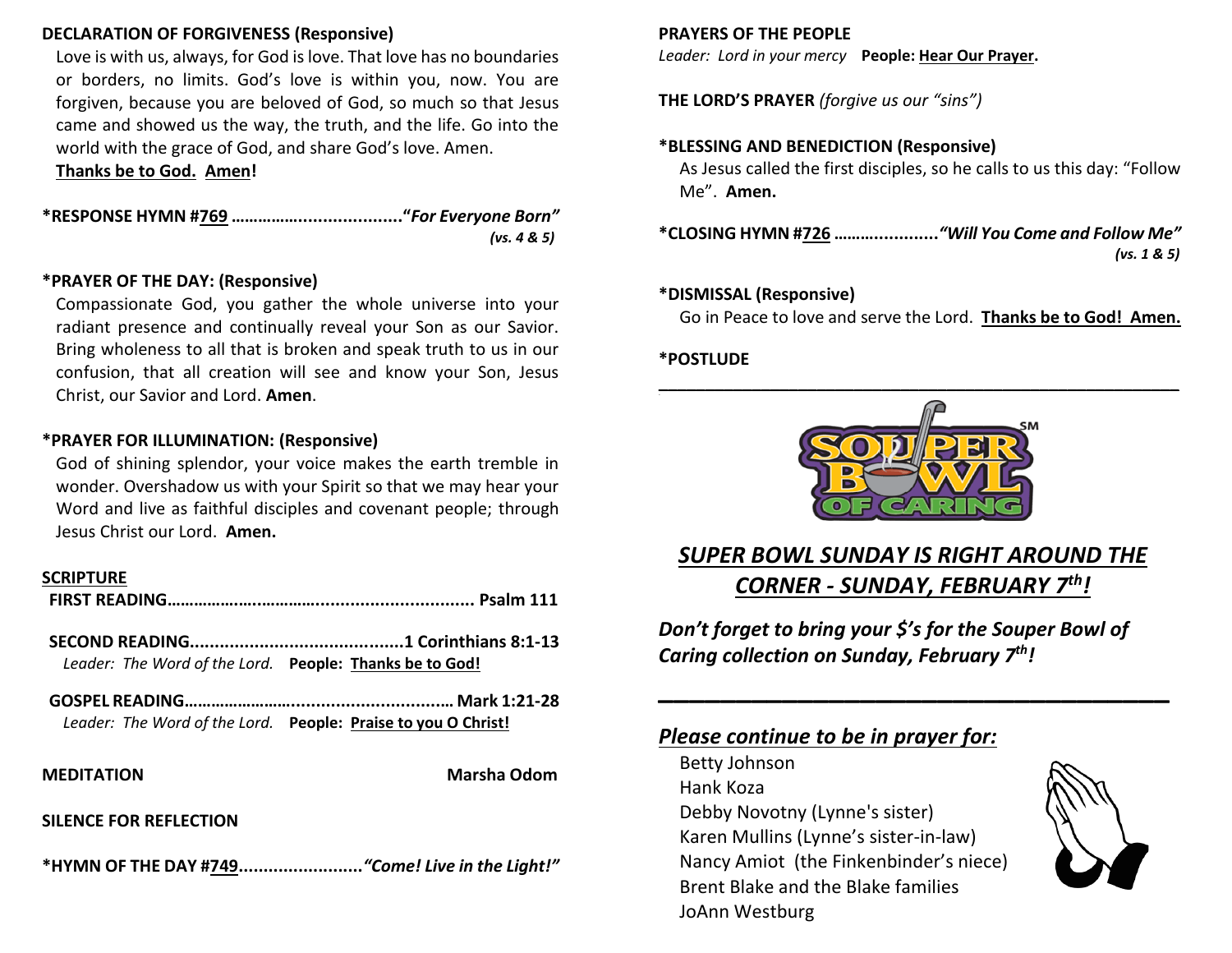**DECLARATION OF FORGIVENESS (Responsive)**

Love is with us, always, for God is love. That love has no boundaries or borders, no limits. God's love is within you, now. You are forgiven, because you are beloved of God, so much so that Jesus came and showed us the way, the truth, and the life. Go into the world with the grace of God, and share God's love. Amen.
**Thanks be to God. Amen!**

**\*RESPONSE HYMN #769 ………………...................."*For Everyone Born*"** *(vs. 4 & 5)*

**\*PRAYER OF THE DAY: (Responsive)**

Compassionate God, you gather the whole universe into your radiant presence and continually reveal your Son as our Savior. Bring wholeness to all that is broken and speak truth to us in our confusion, that all creation will see and know your Son, Jesus Christ, our Savior and Lord. **Amen**.

**\*PRAYER FOR ILLUMINATION: (Responsive)**

God of shining splendor, your voice makes the earth tremble in wonder. Overshadow us with your Spirit so that we may hear your Word and live as faithful disciples and covenant people; through Jesus Christ our Lord. **Amen.**

**SCRIPTURE**

**FIRST READING………………..………….............................. Psalm 111**

**SECOND READING...........................................1 Corinthians 8:1-13**
*Leader: The Word of the Lord.* **People: Thanks be to God!**

**GOSPEL READING……………………..............................… Mark 1:21-28**
*Leader: The Word of the Lord.* **People: Praise to you O Christ!**

**MEDITATION** **Marsha Odom**

**SILENCE FOR REFLECTION**

**\*HYMN OF THE DAY #749.........................*"Come! Live in the Light!"***

**PRAYERS OF THE PEOPLE**
*Leader: Lord in your mercy* **People: Hear Our Prayer.**

**THE LORD'S PRAYER** *(forgive us our "sins")*

**\*BLESSING AND BENEDICTION (Responsive)**

As Jesus called the first disciples, so he calls to us this day: "Follow Me". **Amen.**

**\*CLOSING HYMN #726 ……….............*"Will You Come and Follow Me"*** *(vs. 1 & 5)*

**\*DISMISSAL (Responsive)**

Go in Peace to love and serve the Lord. **Thanks be to God! Amen.**

**\*POSTLUDE**

---

SOUPER BOWL OF CARING SM

***SUPER BOWL SUNDAY IS RIGHT AROUND THE CORNER - SUNDAY, FEBRUARY 7th!***

***Don't forget to bring your $'s for the Souper Bowl of Caring collection on Sunday, February 7th!***

---

## *Please continue to be in prayer for:*

Betty Johnson
Hank Koza
Debby Novotny (Lynne's sister)
Karen Mullins (Lynne's sister-in-law)
Nancy Amiot (the Finkenbinder's niece)
Brent Blake and the Blake families
JoAnn Westburg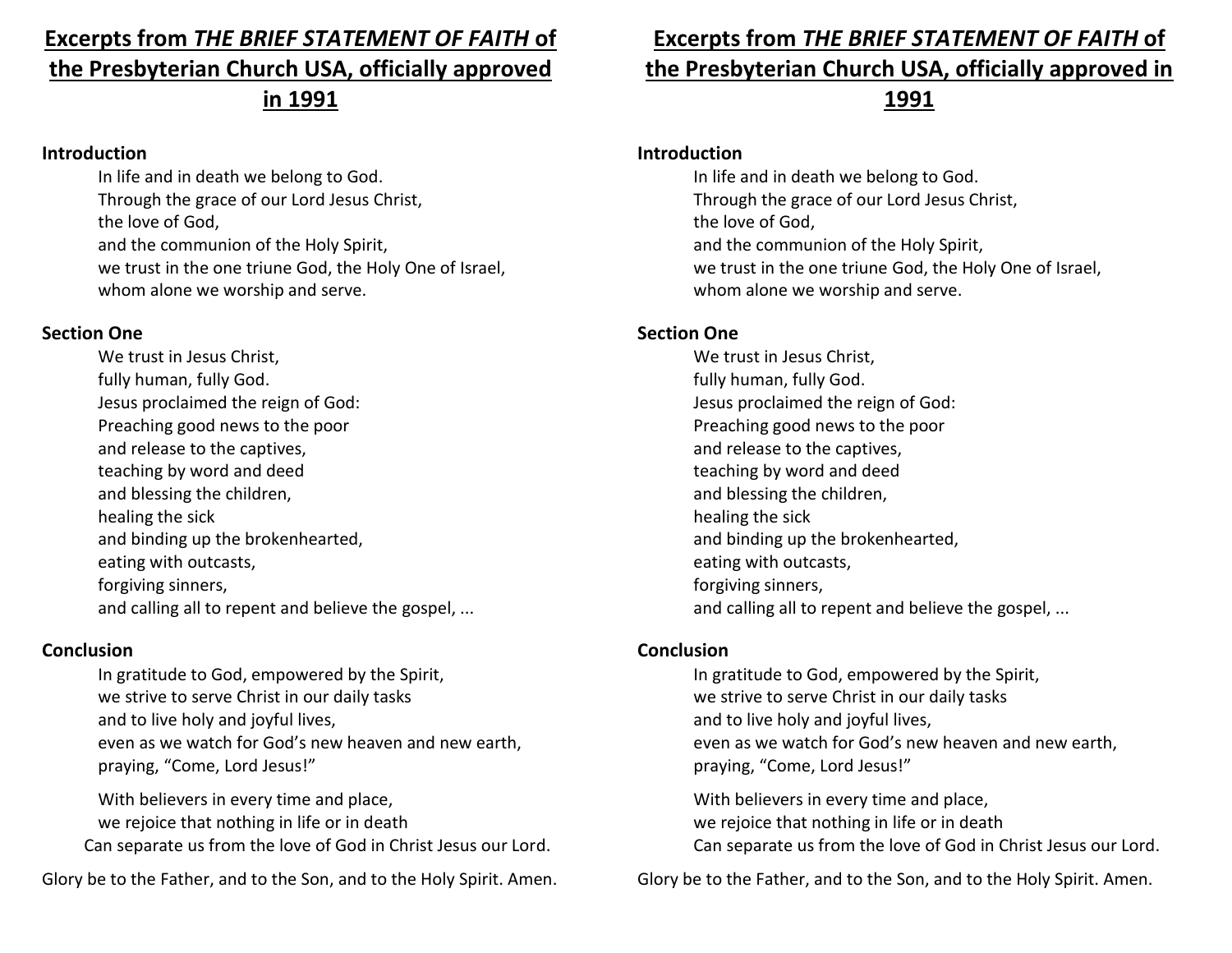## Excerpts from *THE BRIEF STATEMENT OF FAITH* of the Presbyterian Church USA, officially approved in 1991

**Introduction**

In life and in death we belong to God.
Through the grace of our Lord Jesus Christ,
the love of God,
and the communion of the Holy Spirit,
we trust in the one triune God, the Holy One of Israel,
whom alone we worship and serve.

**Section One**

We trust in Jesus Christ,
fully human, fully God.
Jesus proclaimed the reign of God:
Preaching good news to the poor
and release to the captives,
teaching by word and deed
and blessing the children,
healing the sick
and binding up the brokenhearted,
eating with outcasts,
forgiving sinners,
and calling all to repent and believe the gospel, ...

**Conclusion**

In gratitude to God, empowered by the Spirit,
we strive to serve Christ in our daily tasks
and to live holy and joyful lives,
even as we watch for God's new heaven and new earth,
praying, "Come, Lord Jesus!"

With believers in every time and place,
we rejoice that nothing in life or in death
Can separate us from the love of God in Christ Jesus our Lord.

Glory be to the Father, and to the Son, and to the Holy Spirit. Amen.

## Excerpts from *THE BRIEF STATEMENT OF FAITH* of the Presbyterian Church USA, officially approved in 1991

**Introduction**

In life and in death we belong to God.
Through the grace of our Lord Jesus Christ,
the love of God,
and the communion of the Holy Spirit,
we trust in the one triune God, the Holy One of Israel,
whom alone we worship and serve.

**Section One**

We trust in Jesus Christ,
fully human, fully God.
Jesus proclaimed the reign of God:
Preaching good news to the poor
and release to the captives,
teaching by word and deed
and blessing the children,
healing the sick
and binding up the brokenhearted,
eating with outcasts,
forgiving sinners,
and calling all to repent and believe the gospel, ...

**Conclusion**

In gratitude to God, empowered by the Spirit,
we strive to serve Christ in our daily tasks
and to live holy and joyful lives,
even as we watch for God's new heaven and new earth,
praying, "Come, Lord Jesus!"

With believers in every time and place,
we rejoice that nothing in life or in death
Can separate us from the love of God in Christ Jesus our Lord.

Glory be to the Father, and to the Son, and to the Holy Spirit. Amen.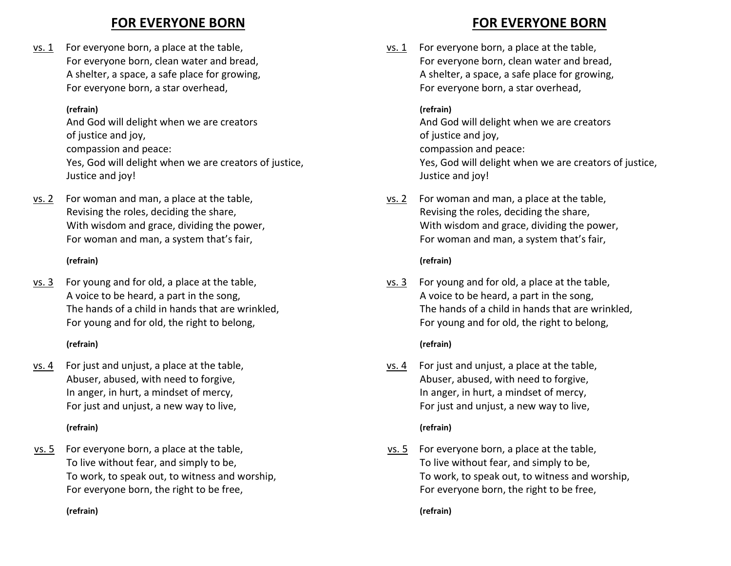## FOR EVERYONE BORN

vs. 1 For everyone born, a place at the table,
For everyone born, clean water and bread,
A shelter, a space, a safe place for growing,
For everyone born, a star overhead,

**(refrain)**
And God will delight when we are creators
of justice and joy,
compassion and peace:
Yes, God will delight when we are creators of justice,
Justice and joy!

vs. 2 For woman and man, a place at the table,
Revising the roles, deciding the share,
With wisdom and grace, dividing the power,
For woman and man, a system that's fair,

**(refrain)**

vs. 3 For young and for old, a place at the table,
A voice to be heard, a part in the song,
The hands of a child in hands that are wrinkled,
For young and for old, the right to belong,

**(refrain)**

vs. 4 For just and unjust, a place at the table,
Abuser, abused, with need to forgive,
In anger, in hurt, a mindset of mercy,
For just and unjust, a new way to live,

**(refrain)**

vs. 5 For everyone born, a place at the table,
To live without fear, and simply to be,
To work, to speak out, to witness and worship,
For everyone born, the right to be free,

**(refrain)**

## FOR EVERYONE BORN

vs. 1 For everyone born, a place at the table,
For everyone born, clean water and bread,
A shelter, a space, a safe place for growing,
For everyone born, a star overhead,

**(refrain)**
And God will delight when we are creators
of justice and joy,
compassion and peace:
Yes, God will delight when we are creators of justice,
Justice and joy!

vs. 2 For woman and man, a place at the table,
Revising the roles, deciding the share,
With wisdom and grace, dividing the power,
For woman and man, a system that's fair,

**(refrain)**

vs. 3 For young and for old, a place at the table,
A voice to be heard, a part in the song,
The hands of a child in hands that are wrinkled,
For young and for old, the right to belong,

**(refrain)**

vs. 4 For just and unjust, a place at the table,
Abuser, abused, with need to forgive,
In anger, in hurt, a mindset of mercy,
For just and unjust, a new way to live,

**(refrain)**

vs. 5 For everyone born, a place at the table,
To live without fear, and simply to be,
To work, to speak out, to witness and worship,
For everyone born, the right to be free,

**(refrain)**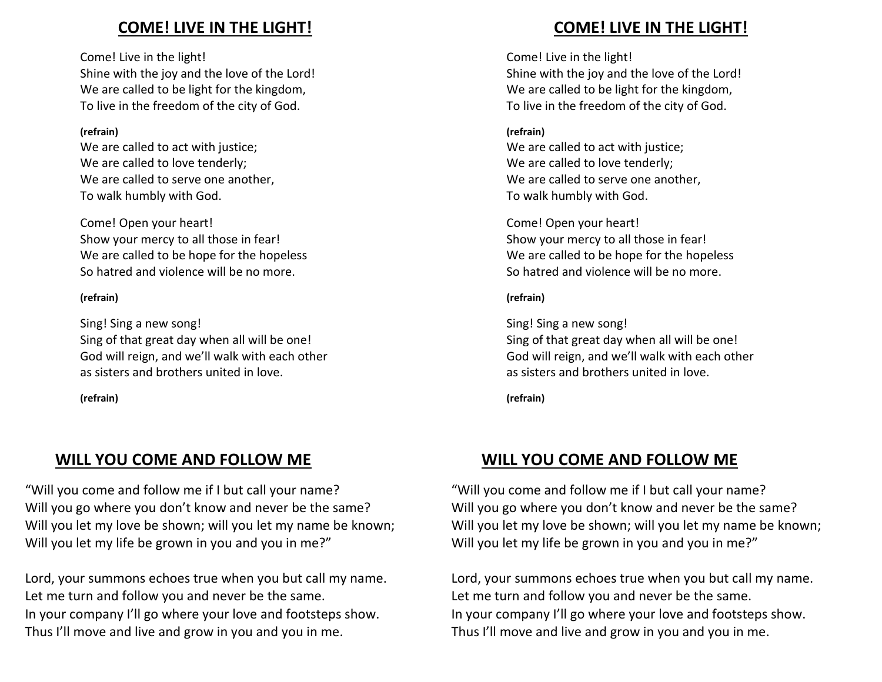## COME! LIVE IN THE LIGHT!

Come! Live in the light!
Shine with the joy and the love of the Lord!
We are called to be light for the kingdom,
To live in the freedom of the city of God.

**(refrain)**
We are called to act with justice;
We are called to love tenderly;
We are called to serve one another,
To walk humbly with God.

Come! Open your heart!
Show your mercy to all those in fear!
We are called to be hope for the hopeless
So hatred and violence will be no more.

**(refrain)**

Sing! Sing a new song!
Sing of that great day when all will be one!
God will reign, and we'll walk with each other
as sisters and brothers united in love.

**(refrain)**

## WILL YOU COME AND FOLLOW ME

"Will you come and follow me if I but call your name?
Will you go where you don't know and never be the same?
Will you let my love be shown; will you let my name be known;
Will you let my life be grown in you and you in me?"

Lord, your summons echoes true when you but call my name.
Let me turn and follow you and never be the same.
In your company I'll go where your love and footsteps show.
Thus I'll move and live and grow in you and you in me.

## COME! LIVE IN THE LIGHT!

Come! Live in the light!
Shine with the joy and the love of the Lord!
We are called to be light for the kingdom,
To live in the freedom of the city of God.

**(refrain)**
We are called to act with justice;
We are called to love tenderly;
We are called to serve one another,
To walk humbly with God.

Come! Open your heart!
Show your mercy to all those in fear!
We are called to be hope for the hopeless
So hatred and violence will be no more.

**(refrain)**

Sing! Sing a new song!
Sing of that great day when all will be one!
God will reign, and we'll walk with each other
as sisters and brothers united in love.

**(refrain)**

## WILL YOU COME AND FOLLOW ME

"Will you come and follow me if I but call your name?
Will you go where you don't know and never be the same?
Will you let my love be shown; will you let my name be known;
Will you let my life be grown in you and you in me?"

Lord, your summons echoes true when you but call my name.
Let me turn and follow you and never be the same.
In your company I'll go where your love and footsteps show.
Thus I'll move and live and grow in you and you in me.